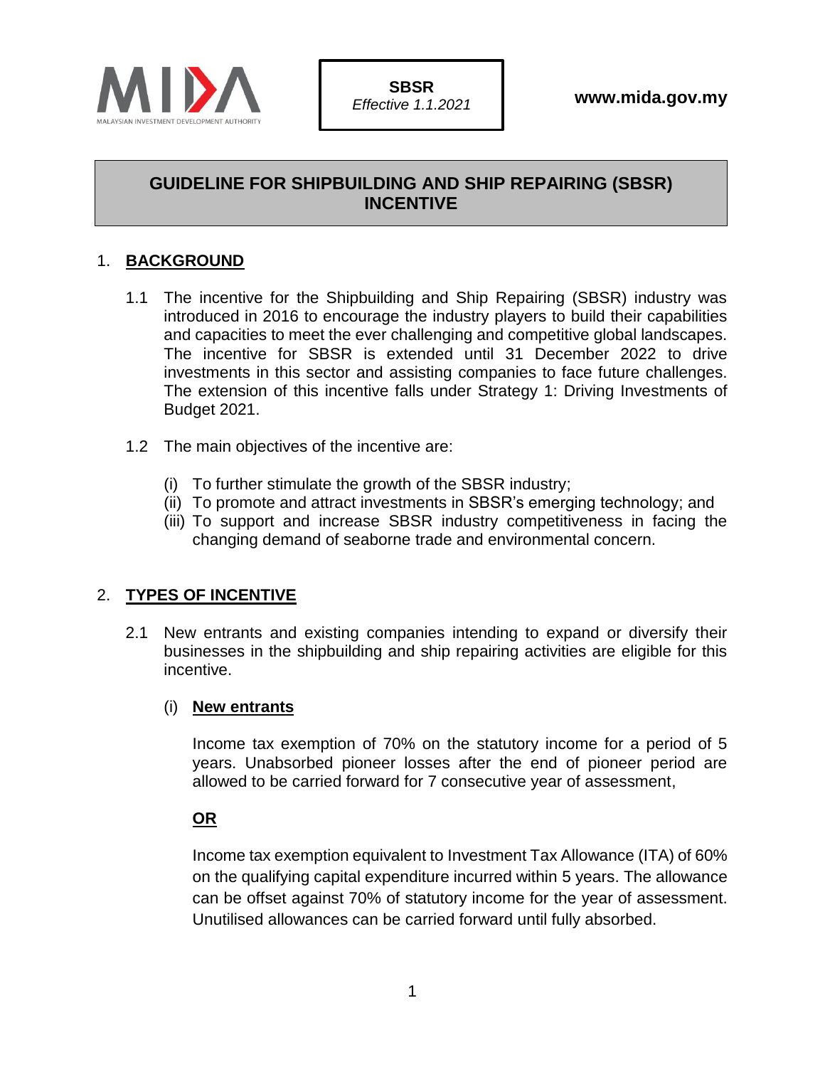**SBSR**
*Effective 1.1.2021*

www.mida.gov.my

# GUIDELINE FOR SHIPBUILDING AND SHIP REPAIRING (SBSR) INCENTIVE

## 1. BACKGROUND

1.1 The incentive for the Shipbuilding and Ship Repairing (SBSR) industry was introduced in 2016 to encourage the industry players to build their capabilities and capacities to meet the ever challenging and competitive global landscapes. The incentive for SBSR is extended until 31 December 2022 to drive investments in this sector and assisting companies to face future challenges. The extension of this incentive falls under Strategy 1: Driving Investments of Budget 2021.

1.2 The main objectives of the incentive are:

(i) To further stimulate the growth of the SBSR industry;
(ii) To promote and attract investments in SBSR's emerging technology; and
(iii) To support and increase SBSR industry competitiveness in facing the changing demand of seaborne trade and environmental concern.

## 2. TYPES OF INCENTIVE

2.1 New entrants and existing companies intending to expand or diversify their businesses in the shipbuilding and ship repairing activities are eligible for this incentive.

(i) **New entrants**

Income tax exemption of 70% on the statutory income for a period of 5 years. Unabsorbed pioneer losses after the end of pioneer period are allowed to be carried forward for 7 consecutive year of assessment,

**OR**

Income tax exemption equivalent to Investment Tax Allowance (ITA) of 60% on the qualifying capital expenditure incurred within 5 years. The allowance can be offset against 70% of statutory income for the year of assessment. Unutilised allowances can be carried forward until fully absorbed.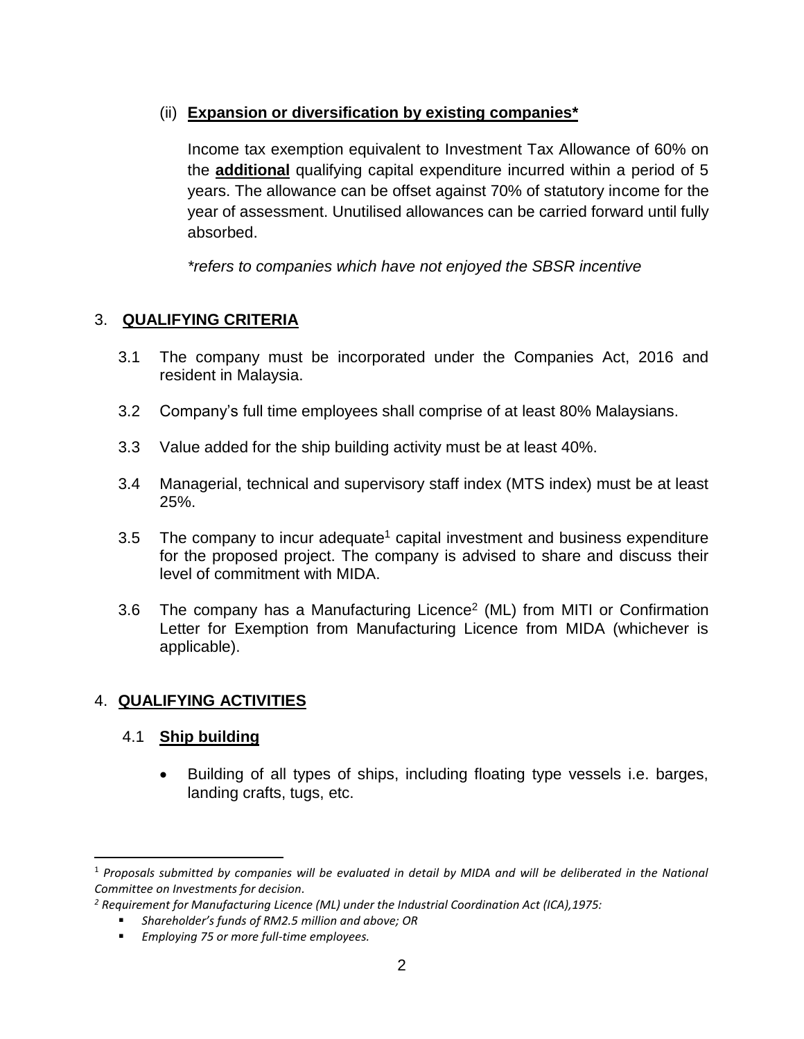(ii) **Expansion or diversification by existing companies***

Income tax exemption equivalent to Investment Tax Allowance of 60% on the **additional** qualifying capital expenditure incurred within a period of 5 years. The allowance can be offset against 70% of statutory income for the year of assessment. Unutilised allowances can be carried forward until fully absorbed.

*\*refers to companies which have not enjoyed the SBSR incentive*

## 3. QUALIFYING CRITERIA

3.1 The company must be incorporated under the Companies Act, 2016 and resident in Malaysia.

3.2 Company's full time employees shall comprise of at least 80% Malaysians.

3.3 Value added for the ship building activity must be at least 40%.

3.4 Managerial, technical and supervisory staff index (MTS index) must be at least 25%.

3.5 The company to incur adequate[1] capital investment and business expenditure for the proposed project. The company is advised to share and discuss their level of commitment with MIDA.

3.6 The company has a Manufacturing Licence[2] (ML) from MITI or Confirmation Letter for Exemption from Manufacturing Licence from MIDA (whichever is applicable).

## 4. QUALIFYING ACTIVITIES

### 4.1 Ship building

- Building of all types of ships, including floating type vessels i.e. barges, landing crafts, tugs, etc.

---

[1] *Proposals submitted by companies will be evaluated in detail by MIDA and will be deliberated in the National Committee on Investments for decision.*

[2] *Requirement for Manufacturing Licence (ML) under the Industrial Coordination Act (ICA),1975:*

- *Shareholder's funds of RM2.5 million and above; OR*
- *Employing 75 or more full-time employees.*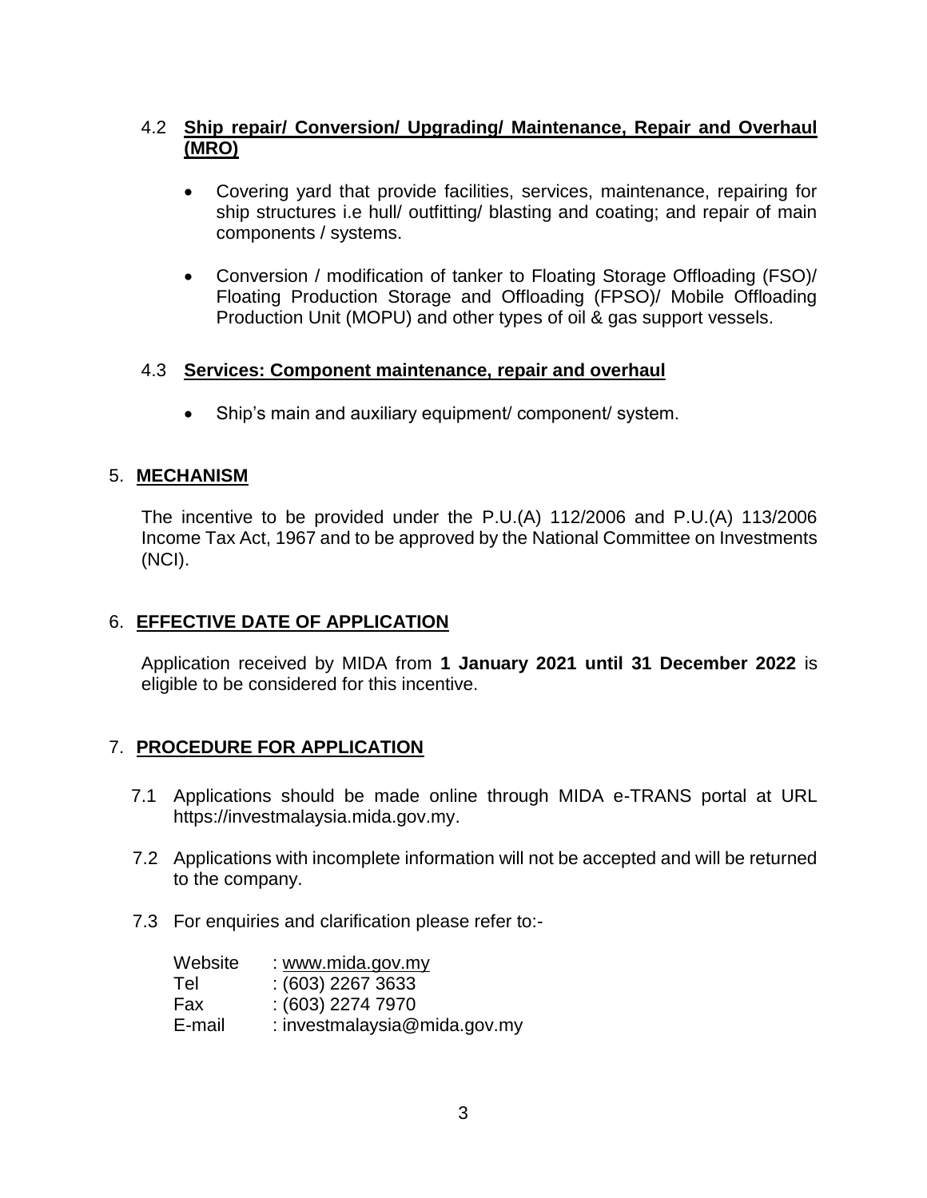### 4.2 **Ship repair/ Conversion/ Upgrading/ Maintenance, Repair and Overhaul (MRO)**

- Covering yard that provide facilities, services, maintenance, repairing for ship structures i.e hull/ outfitting/ blasting and coating; and repair of main components / systems.
- Conversion / modification of tanker to Floating Storage Offloading (FSO)/ Floating Production Storage and Offloading (FPSO)/ Mobile Offloading Production Unit (MOPU) and other types of oil & gas support vessels.

### 4.3 **Services: Component maintenance, repair and overhaul**

- Ship's main and auxiliary equipment/ component/ system.

## 5. **MECHANISM**

The incentive to be provided under the P.U.(A) 112/2006 and P.U.(A) 113/2006 Income Tax Act, 1967 and to be approved by the National Committee on Investments (NCI).

## 6. **EFFECTIVE DATE OF APPLICATION**

Application received by MIDA from **1 January 2021 until 31 December 2022** is eligible to be considered for this incentive.

## 7. **PROCEDURE FOR APPLICATION**

7.1 Applications should be made online through MIDA e-TRANS portal at URL https://investmalaysia.mida.gov.my.

7.2 Applications with incomplete information will not be accepted and will be returned to the company.

7.3 For enquiries and clarification please refer to:-

Website : www.mida.gov.my
Tel : (603) 2267 3633
Fax : (603) 2274 7970
E-mail : investmalaysia@mida.gov.my